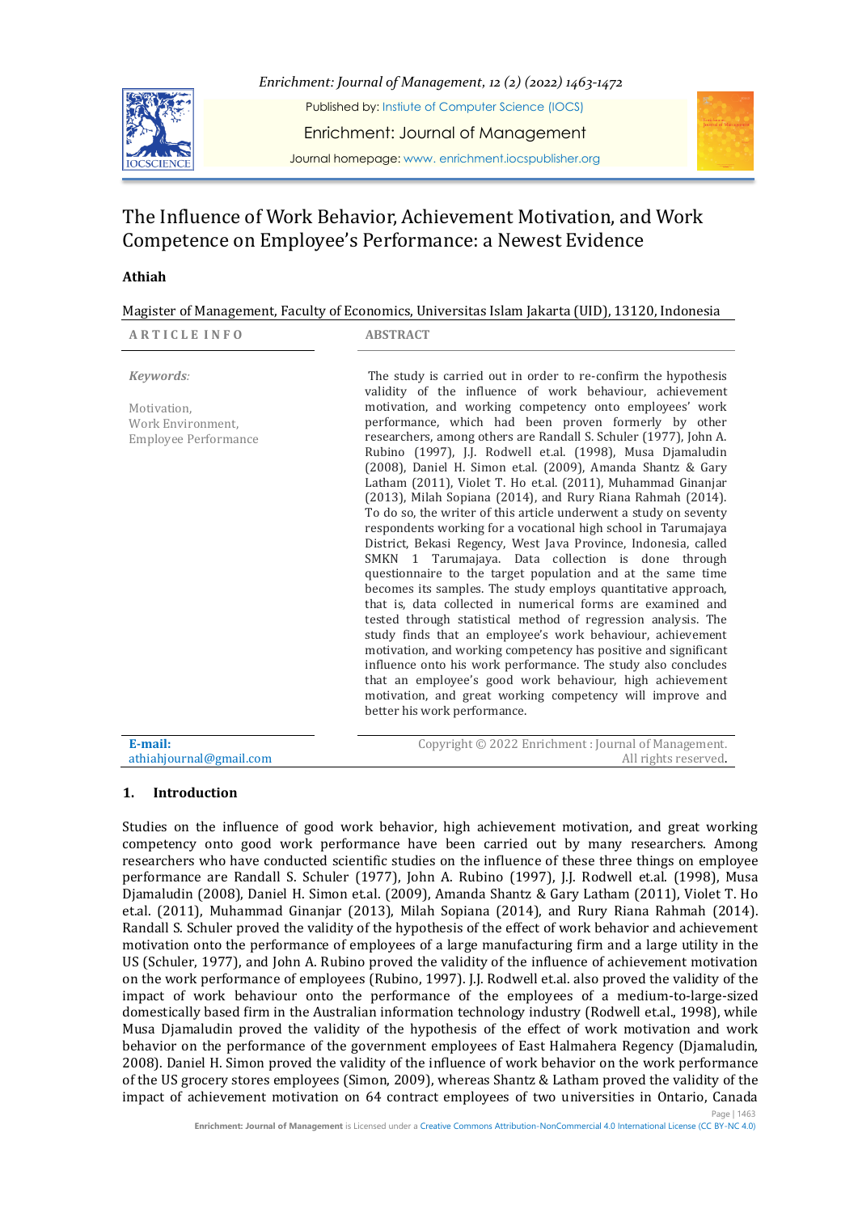Published by: Instiute of Computer Science (IOCS)

Enrichment: Journal of Management

Journal homepage: www. enrichment.iocspublisher.org

# The Influence of Work Behavior, Achievement Motivation, and Work Competence on Employee's Performance: a Newest Evidence

**Athiah**

Magister of Management, Faculty of Economics, Universitas Islam Jakarta (UID), 13120, Indonesia

**ARTICLE INFO**

*Keywords:*

Motivation,
Work Environment,
Employee Performance

**ABSTRACT**

The study is carried out in order to re-confirm the hypothesis validity of the influence of work behaviour, achievement motivation, and working competency onto employees' work performance, which had been proven formerly by other researchers, among others are Randall S. Schuler (1977), John A. Rubino (1997), J.J. Rodwell et.al. (1998), Musa Djamaludin (2008), Daniel H. Simon et.al. (2009), Amanda Shantz & Gary Latham (2011), Violet T. Ho et.al. (2011), Muhammad Ginanjar (2013), Milah Sopiana (2014), and Rury Riana Rahmah (2014). To do so, the writer of this article underwent a study on seventy respondents working for a vocational high school in Tarumajaya District, Bekasi Regency, West Java Province, Indonesia, called SMKN 1 Tarumajaya. Data collection is done through questionnaire to the target population and at the same time becomes its samples. The study employs quantitative approach, that is, data collected in numerical forms are examined and tested through statistical method of regression analysis. The study finds that an employee's work behaviour, achievement motivation, and working competency has positive and significant influence onto his work performance. The study also concludes that an employee's good work behaviour, high achievement motivation, and great working competency will improve and better his work performance.

**E-mail:**
athiahjournal@gmail.com

Copyright © 2022 Enrichment : Journal of Management. All rights reserved.

## 1. Introduction

Studies on the influence of good work behavior, high achievement motivation, and great working competency onto good work performance have been carried out by many researchers. Among researchers who have conducted scientific studies on the influence of these three things on employee performance are Randall S. Schuler (1977), John A. Rubino (1997), J.J. Rodwell et.al. (1998), Musa Djamaludin (2008), Daniel H. Simon et.al. (2009), Amanda Shantz & Gary Latham (2011), Violet T. Ho et.al. (2011), Muhammad Ginanjar (2013), Milah Sopiana (2014), and Rury Riana Rahmah (2014). Randall S. Schuler proved the validity of the hypothesis of the effect of work behavior and achievement motivation onto the performance of employees of a large manufacturing firm and a large utility in the US (Schuler, 1977), and John A. Rubino proved the validity of the influence of achievement motivation on the work performance of employees (Rubino, 1997). J.J. Rodwell et.al. also proved the validity of the impact of work behaviour onto the performance of the employees of a medium-to-large-sized domestically based firm in the Australian information technology industry (Rodwell et.al., 1998), while Musa Djamaludin proved the validity of the hypothesis of the effect of work motivation and work behavior on the performance of the government employees of East Halmahera Regency (Djamaludin, 2008). Daniel H. Simon proved the validity of the influence of work behavior on the work performance of the US grocery stores employees (Simon, 2009), whereas Shantz & Latham proved the validity of the impact of achievement motivation on 64 contract employees of two universities in Ontario, Canada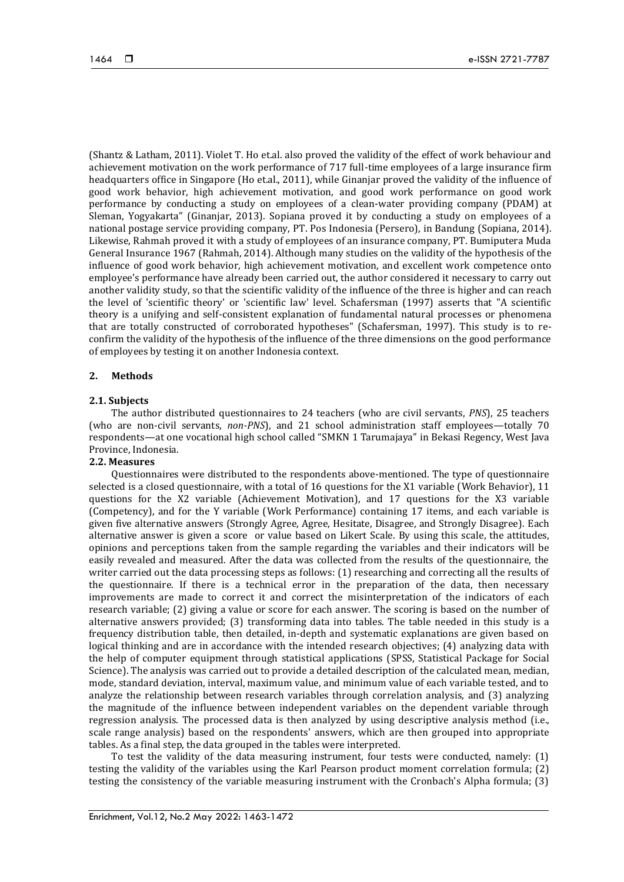(Shantz & Latham, 2011). Violet T. Ho et.al. also proved the validity of the effect of work behaviour and achievement motivation on the work performance of 717 full-time employees of a large insurance firm headquarters office in Singapore (Ho et.al., 2011), while Ginanjar proved the validity of the influence of good work behavior, high achievement motivation, and good work performance on good work performance by conducting a study on employees of a clean-water providing company (PDAM) at Sleman, Yogyakarta" (Ginanjar, 2013). Sopiana proved it by conducting a study on employees of a national postage service providing company, PT. Pos Indonesia (Persero), in Bandung (Sopiana, 2014). Likewise, Rahmah proved it with a study of employees of an insurance company, PT. Bumiputera Muda General Insurance 1967 (Rahmah, 2014). Although many studies on the validity of the hypothesis of the influence of good work behavior, high achievement motivation, and excellent work competence onto employee's performance have already been carried out, the author considered it necessary to carry out another validity study, so that the scientific validity of the influence of the three is higher and can reach the level of 'scientific theory' or 'scientific law' level. Schafersman (1997) asserts that "A scientific theory is a unifying and self-consistent explanation of fundamental natural processes or phenomena that are totally constructed of corroborated hypotheses" (Schafersman, 1997). This study is to re-confirm the validity of the hypothesis of the influence of the three dimensions on the good performance of employees by testing it on another Indonesia context.

## 2. Methods

### 2.1. Subjects

The author distributed questionnaires to 24 teachers (who are civil servants, *PNS*), 25 teachers (who are non-civil servants, *non-PNS*), and 21 school administration staff employees—totally 70 respondents—at one vocational high school called "SMKN 1 Tarumajaya" in Bekasi Regency, West Java Province, Indonesia.

### 2.2. Measures

Questionnaires were distributed to the respondents above-mentioned. The type of questionnaire selected is a closed questionnaire, with a total of 16 questions for the X1 variable (Work Behavior), 11 questions for the X2 variable (Achievement Motivation), and 17 questions for the X3 variable (Competency), and for the Y variable (Work Performance) containing 17 items, and each variable is given five alternative answers (Strongly Agree, Agree, Hesitate, Disagree, and Strongly Disagree). Each alternative answer is given a score or value based on Likert Scale. By using this scale, the attitudes, opinions and perceptions taken from the sample regarding the variables and their indicators will be easily revealed and measured. After the data was collected from the results of the questionnaire, the writer carried out the data processing steps as follows: (1) researching and correcting all the results of the questionnaire. If there is a technical error in the preparation of the data, then necessary improvements are made to correct it and correct the misinterpretation of the indicators of each research variable; (2) giving a value or score for each answer. The scoring is based on the number of alternative answers provided; (3) transforming data into tables. The table needed in this study is a frequency distribution table, then detailed, in-depth and systematic explanations are given based on logical thinking and are in accordance with the intended research objectives; (4) analyzing data with the help of computer equipment through statistical applications (SPSS, Statistical Package for Social Science). The analysis was carried out to provide a detailed description of the calculated mean, median, mode, standard deviation, interval, maximum value, and minimum value of each variable tested, and to analyze the relationship between research variables through correlation analysis, and (3) analyzing the magnitude of the influence between independent variables on the dependent variable through regression analysis. The processed data is then analyzed by using descriptive analysis method (i.e., scale range analysis) based on the respondents' answers, which are then grouped into appropriate tables. As a final step, the data grouped in the tables were interpreted.

To test the validity of the data measuring instrument, four tests were conducted, namely: (1) testing the validity of the variables using the Karl Pearson product moment correlation formula; (2) testing the consistency of the variable measuring instrument with the Cronbach's Alpha formula; (3)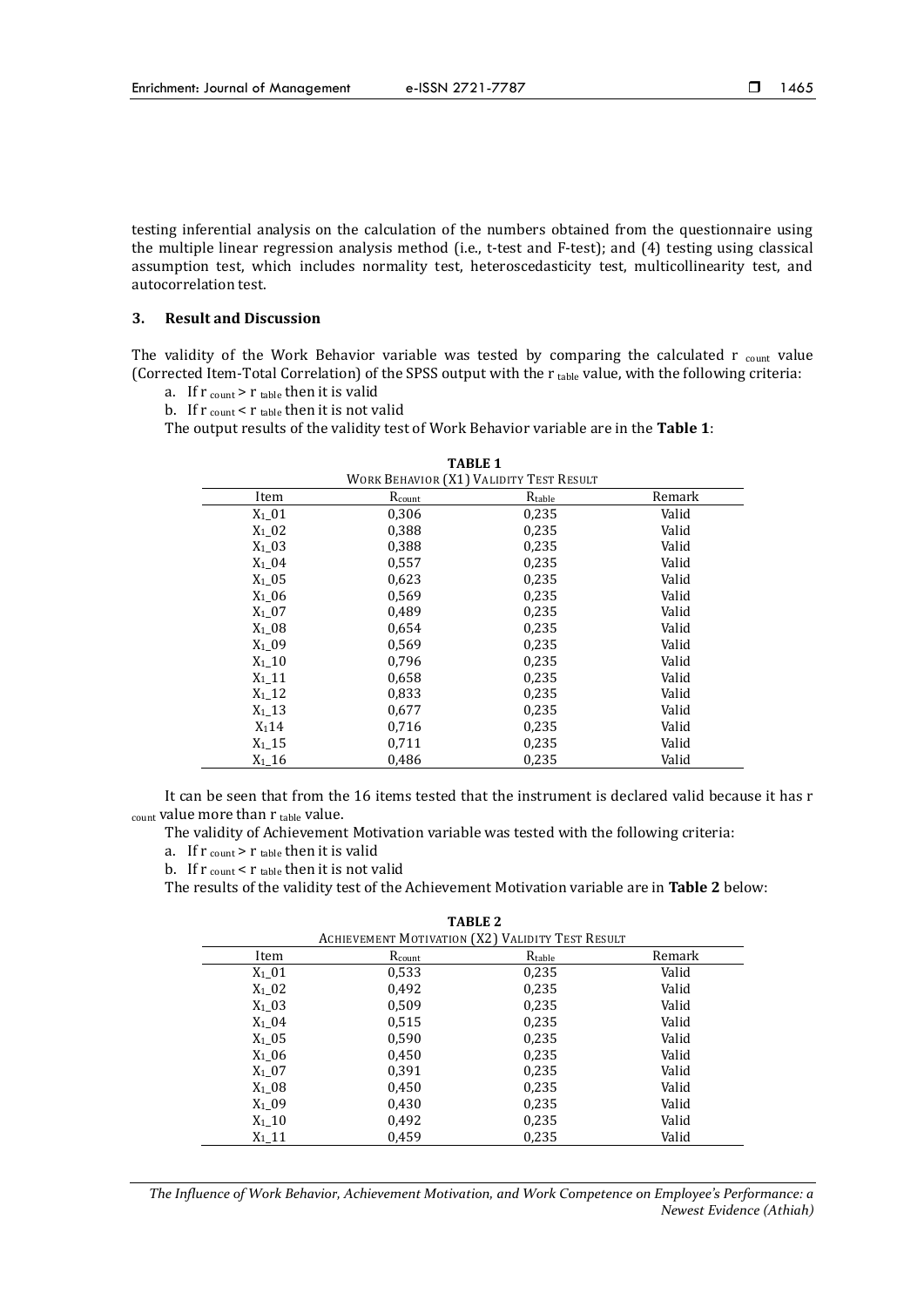testing inferential analysis on the calculation of the numbers obtained from the questionnaire using the multiple linear regression analysis method (i.e., t-test and F-test); and (4) testing using classical assumption test, which includes normality test, heteroscedasticity test, multicollinearity test, and autocorrelation test.

## 3. Result and Discussion

The validity of the Work Behavior variable was tested by comparing the calculated $r_{count}$ value (Corrected Item-Total Correlation) of the SPSS output with the $r_{table}$ value, with the following criteria:

a. If $r_{count} > r_{table}$ then it is valid
b. If $r_{count} < r_{table}$ then it is not valid

The output results of the validity test of Work Behavior variable are in the **Table 1**:

**TABLE 1**
WORK BEHAVIOR (X1) VALIDITY TEST RESULT

| Item | $R_{count}$ | $R_{table}$ | Remark |
|---|---|---|---|
| $X_1$_01 | 0,306 | 0,235 | Valid |
| $X_1$_02 | 0,388 | 0,235 | Valid |
| $X_1$_03 | 0,388 | 0,235 | Valid |
| $X_1$_04 | 0,557 | 0,235 | Valid |
| $X_1$_05 | 0,623 | 0,235 | Valid |
| $X_1$_06 | 0,569 | 0,235 | Valid |
| $X_1$_07 | 0,489 | 0,235 | Valid |
| $X_1$_08 | 0,654 | 0,235 | Valid |
| $X_1$_09 | 0,569 | 0,235 | Valid |
| $X_1$_10 | 0,796 | 0,235 | Valid |
| $X_1$_11 | 0,658 | 0,235 | Valid |
| $X_1$_12 | 0,833 | 0,235 | Valid |
| $X_1$_13 | 0,677 | 0,235 | Valid |
| $X_1$14 | 0,716 | 0,235 | Valid |
| $X_1$_15 | 0,711 | 0,235 | Valid |
| $X_1$_16 | 0,486 | 0,235 | Valid |

It can be seen that from the 16 items tested that the instrument is declared valid because it has $r_{count}$ value more than $r_{table}$ value.

The validity of Achievement Motivation variable was tested with the following criteria:

a. If $r_{count} > r_{table}$ then it is valid
b. If $r_{count} < r_{table}$ then it is not valid

The results of the validity test of the Achievement Motivation variable are in **Table 2** below:

**TABLE 2**
ACHIEVEMENT MOTIVATION (X2) VALIDITY TEST RESULT

| Item | $R_{count}$ | $R_{table}$ | Remark |
|---|---|---|---|
| $X_1$_01 | 0,533 | 0,235 | Valid |
| $X_1$_02 | 0,492 | 0,235 | Valid |
| $X_1$_03 | 0,509 | 0,235 | Valid |
| $X_1$_04 | 0,515 | 0,235 | Valid |
| $X_1$_05 | 0,590 | 0,235 | Valid |
| $X_1$_06 | 0,450 | 0,235 | Valid |
| $X_1$_07 | 0,391 | 0,235 | Valid |
| $X_1$_08 | 0,450 | 0,235 | Valid |
| $X_1$_09 | 0,430 | 0,235 | Valid |
| $X_1$_10 | 0,492 | 0,235 | Valid |
| $X_1$_11 | 0,459 | 0,235 | Valid |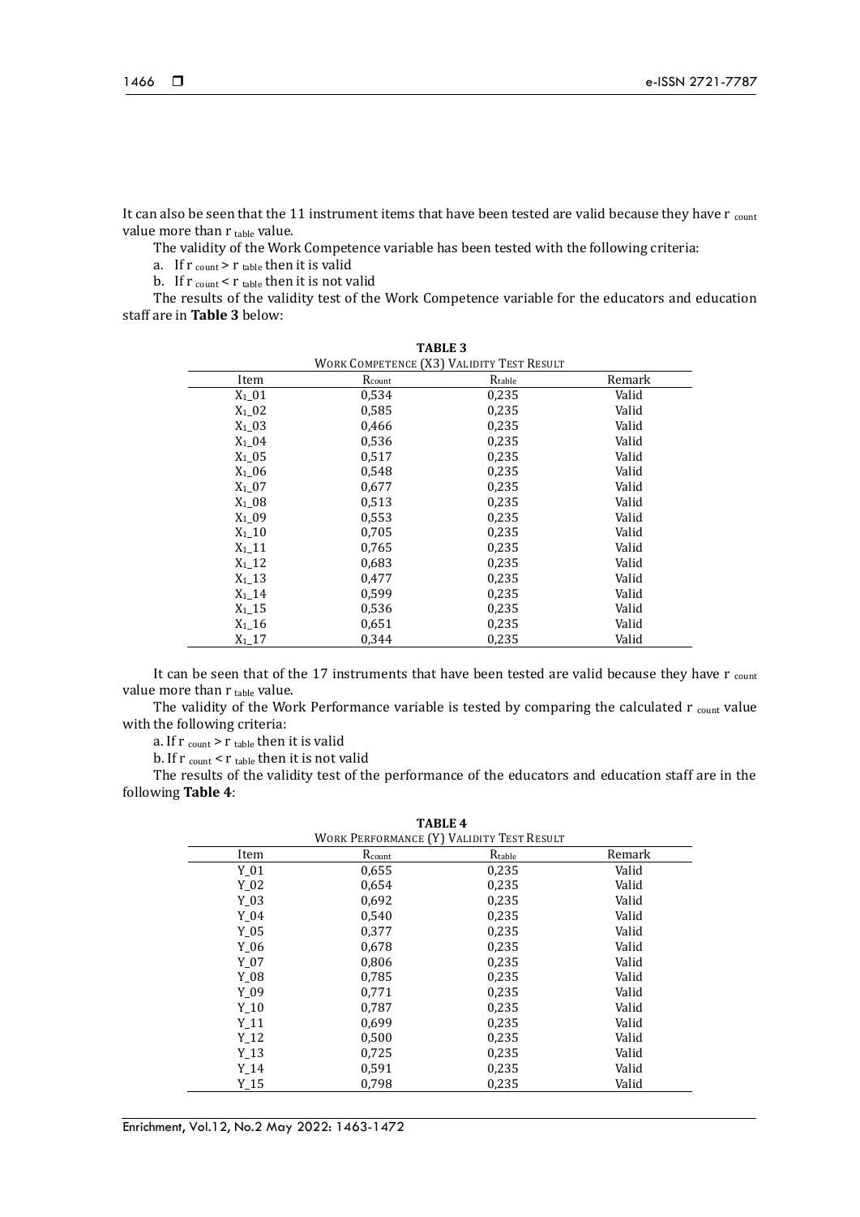It can also be seen that the 11 instrument items that have been tested are valid because they have $r_{count}$ value more than $r_{table}$ value.

The validity of the Work Competence variable has been tested with the following criteria:

a. If $r_{count} > r_{table}$ then it is valid

b. If $r_{count} < r_{table}$ then it is not valid

The results of the validity test of the Work Competence variable for the educators and education staff are in **Table 3** below:

**TABLE 3**

WORK COMPETENCE (X3) VALIDITY TEST RESULT

| Item | $R_{count}$ | $R_{table}$ | Remark |
|---|---|---|---|
| $X_1$_01 | 0,534 | 0,235 | Valid |
| $X_1$_02 | 0,585 | 0,235 | Valid |
| $X_1$_03 | 0,466 | 0,235 | Valid |
| $X_1$_04 | 0,536 | 0,235 | Valid |
| $X_1$_05 | 0,517 | 0,235 | Valid |
| $X_1$_06 | 0,548 | 0,235 | Valid |
| $X_1$_07 | 0,677 | 0,235 | Valid |
| $X_1$_08 | 0,513 | 0,235 | Valid |
| $X_1$_09 | 0,553 | 0,235 | Valid |
| $X_1$_10 | 0,705 | 0,235 | Valid |
| $X_1$_11 | 0,765 | 0,235 | Valid |
| $X_1$_12 | 0,683 | 0,235 | Valid |
| $X_1$_13 | 0,477 | 0,235 | Valid |
| $X_1$_14 | 0,599 | 0,235 | Valid |
| $X_1$_15 | 0,536 | 0,235 | Valid |
| $X_1$_16 | 0,651 | 0,235 | Valid |
| $X_1$_17 | 0,344 | 0,235 | Valid |

It can be seen that of the 17 instruments that have been tested are valid because they have $r_{count}$ value more than $r_{table}$ value.

The validity of the Work Performance variable is tested by comparing the calculated $r_{count}$ value with the following criteria:

a. If $r_{count} > r_{table}$ then it is valid

b. If $r_{count} < r_{table}$ then it is not valid

The results of the validity test of the performance of the educators and education staff are in the following **Table 4**:

**TABLE 4**

WORK PERFORMANCE (Y) VALIDITY TEST RESULT

| Item | $R_{count}$ | $R_{table}$ | Remark |
|---|---|---|---|
| Y_01 | 0,655 | 0,235 | Valid |
| Y_02 | 0,654 | 0,235 | Valid |
| Y_03 | 0,692 | 0,235 | Valid |
| Y_04 | 0,540 | 0,235 | Valid |
| Y_05 | 0,377 | 0,235 | Valid |
| Y_06 | 0,678 | 0,235 | Valid |
| Y_07 | 0,806 | 0,235 | Valid |
| Y_08 | 0,785 | 0,235 | Valid |
| Y_09 | 0,771 | 0,235 | Valid |
| Y_10 | 0,787 | 0,235 | Valid |
| Y_11 | 0,699 | 0,235 | Valid |
| Y_12 | 0,500 | 0,235 | Valid |
| Y_13 | 0,725 | 0,235 | Valid |
| Y_14 | 0,591 | 0,235 | Valid |
| Y_15 | 0,798 | 0,235 | Valid |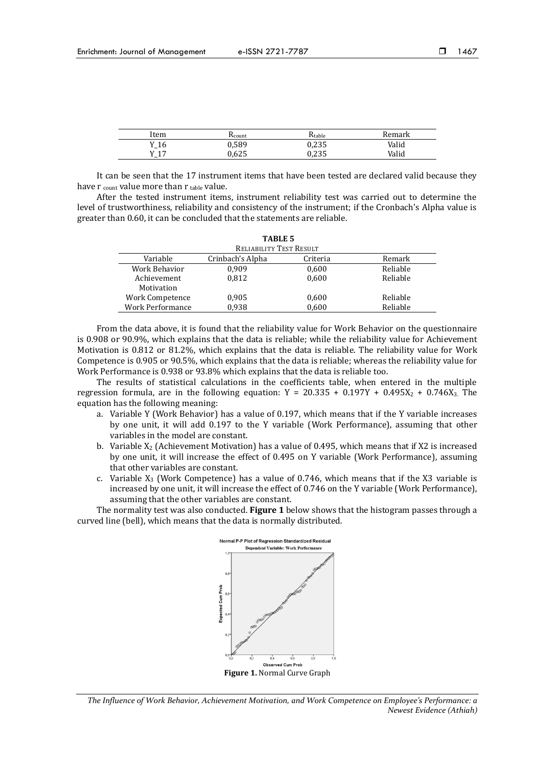| Item | $R_{count}$ | $R_{table}$ | Remark |
|---|---|---|---|
| Y_16 | 0,589 | 0,235 | Valid |
| Y_17 | 0,625 | 0,235 | Valid |

It can be seen that the 17 instrument items that have been tested are declared valid because they have r $_{count}$ value more than r $_{table}$ value.

After the tested instrument items, instrument reliability test was carried out to determine the level of trustworthiness, reliability and consistency of the instrument; if the Cronbach's Alpha value is greater than 0.60, it can be concluded that the statements are reliable.

**TABLE 5**
RELIABILITY TEST RESULT

| Variable | Crinbach's Alpha | Criteria | Remark |
|---|---|---|---|
| Work Behavior | 0,909 | 0,600 | Reliable |
| Achievement Motivation | 0,812 | 0,600 | Reliable |
| Work Competence | 0,905 | 0,600 | Reliable |
| Work Performance | 0,938 | 0,600 | Reliable |

From the data above, it is found that the reliability value for Work Behavior on the questionnaire is 0.908 or 90.9%, which explains that the data is reliable; while the reliability value for Achievement Motivation is 0.812 or 81.2%, which explains that the data is reliable. The reliability value for Work Competence is 0.905 or 90.5%, which explains that the data is reliable; whereas the reliability value for Work Performance is 0.938 or 93.8% which explains that the data is reliable too.

The results of statistical calculations in the coefficients table, when entered in the multiple regression formula, are in the following equation: $Y = 20.335 + 0.197Y + 0.495X_2 + 0.746X_3$. The equation has the following meaning:

a. Variable Y (Work Behavior) has a value of 0.197, which means that if the Y variable increases by one unit, it will add 0.197 to the Y variable (Work Performance), assuming that other variables in the model are constant.
b. Variable $X_2$ (Achievement Motivation) has a value of 0.495, which means that if X2 is increased by one unit, it will increase the effect of 0.495 on Y variable (Work Performance), assuming that other variables are constant.
c. Variable $X_3$ (Work Competence) has a value of 0.746, which means that if the X3 variable is increased by one unit, it will increase the effect of 0.746 on the Y variable (Work Performance), assuming that the other variables are constant.

The normality test was also conducted. **Figure 1** below shows that the histogram passes through a curved line (bell), which means that the data is normally distributed.

**Figure 1.** Normal Curve Graph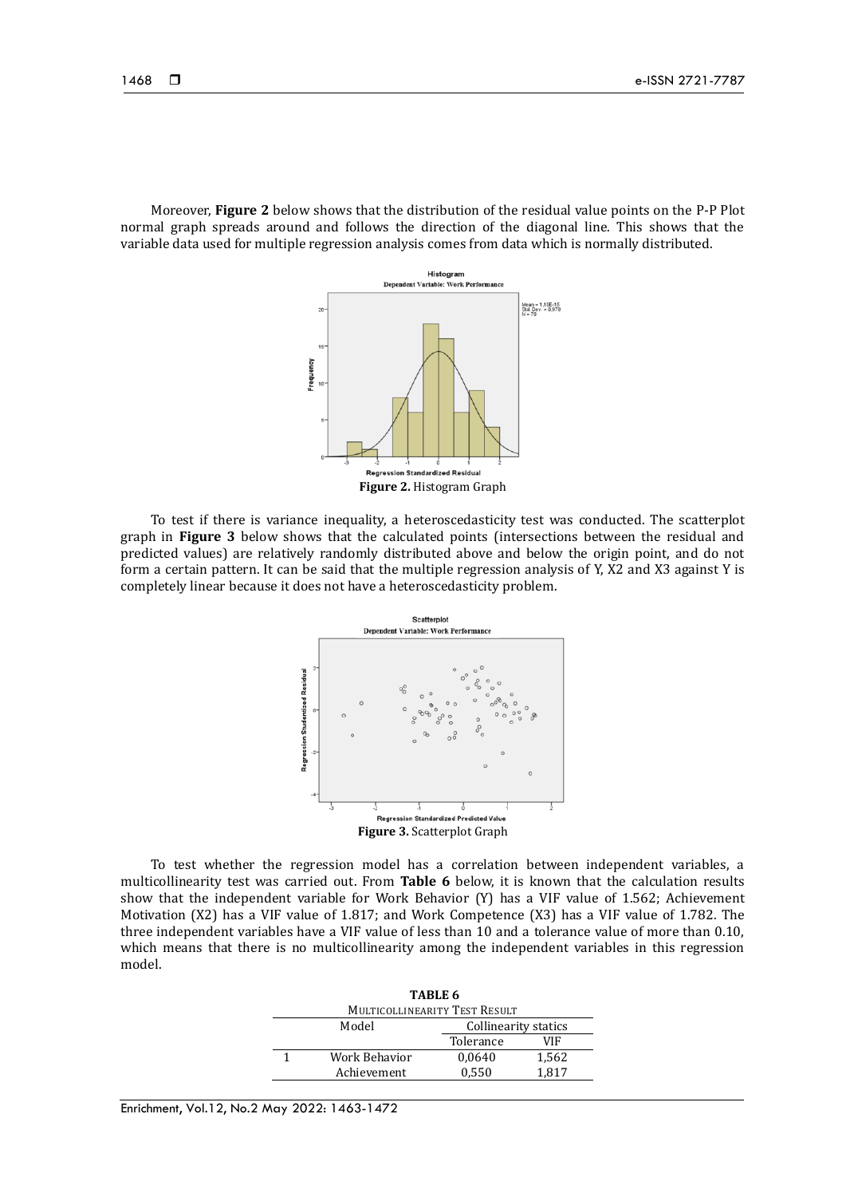Moreover, **Figure 2** below shows that the distribution of the residual value points on the P-P Plot normal graph spreads around and follows the direction of the diagonal line. This shows that the variable data used for multiple regression analysis comes from data which is normally distributed.

**Figure 2.** Histogram Graph

To test if there is variance inequality, a heteroscedasticity test was conducted. The scatterplot graph in **Figure 3** below shows that the calculated points (intersections between the residual and predicted values) are relatively randomly distributed above and below the origin point, and do not form a certain pattern. It can be said that the multiple regression analysis of Y, X2 and X3 against Y is completely linear because it does not have a heteroscedasticity problem.

**Figure 3.** Scatterplot Graph

To test whether the regression model has a correlation between independent variables, a multicollinearity test was carried out. From **Table 6** below, it is known that the calculation results show that the independent variable for Work Behavior (Y) has a VIF value of 1.562; Achievement Motivation (X2) has a VIF value of 1.817; and Work Competence (X3) has a VIF value of 1.782. The three independent variables have a VIF value of less than 10 and a tolerance value of more than 0.10, which means that there is no multicollinearity among the independent variables in this regression model.

**TABLE 6**

MULTICOLLINEARITY TEST RESULT

| Model | | Collinearity statics | |
|---|---|---|---|
| | | Tolerance | VIF |
| 1 | Work Behavior | 0,0640 | 1,562 |
| | Achievement | 0,550 | 1,817 |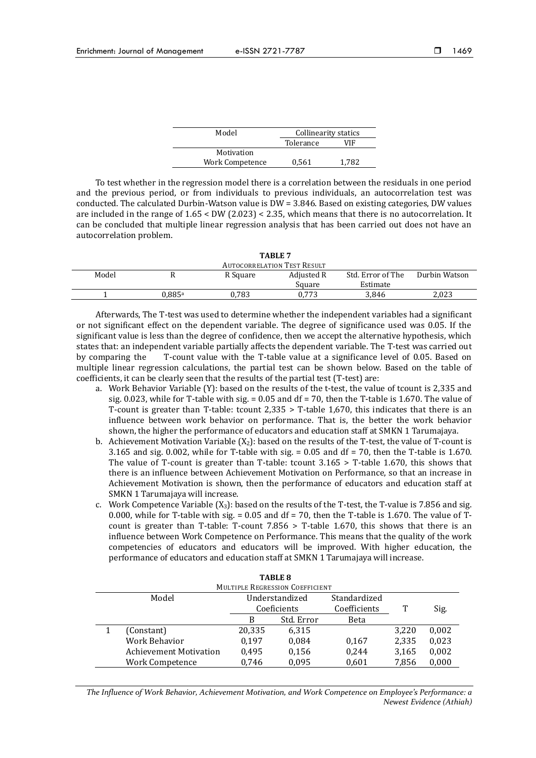| Model | Collinearity statics | |
|---|---|---|
| | Tolerance | VIF |
| Motivation | | |
| Work Competence | 0,561 | 1,782 |

To test whether in the regression model there is a correlation between the residuals in one period and the previous period, or from individuals to previous individuals, an autocorrelation test was conducted. The calculated Durbin-Watson value is DW = 3.846. Based on existing categories, DW values are included in the range of 1.65 < DW (2.023) < 2.35, which means that there is no autocorrelation. It can be concluded that multiple linear regression analysis that has been carried out does not have an autocorrelation problem.

**TABLE 7**
AUTOCORRELATION TEST RESULT

| Model | R | R Square | Adjusted R Square | Std. Error of The Estimate | Durbin Watson |
|---|---|---|---|---|---|
| 1 | 0,885[a] | 0,783 | 0,773 | 3,846 | 2,023 |

Afterwards, The T-test was used to determine whether the independent variables had a significant or not significant effect on the dependent variable. The degree of significance used was 0.05. If the significant value is less than the degree of confidence, then we accept the alternative hypothesis, which states that: an independent variable partially affects the dependent variable. The T-test was carried out by comparing the T-count value with the T-table value at a significance level of 0.05. Based on multiple linear regression calculations, the partial test can be shown below. Based on the table of coefficients, it can be clearly seen that the results of the partial test (T-test) are:

a. Work Behavior Variable (Y): based on the results of the t-test, the value of tcount is 2,335 and sig. 0.023, while for T-table with sig. = 0.05 and df = 70, then the T-table is 1.670. The value of T-count is greater than T-table: tcount 2,335 > T-table 1,670, this indicates that there is an influence between work behavior on performance. That is, the better the work behavior shown, the higher the performance of educators and education staff at SMKN 1 Tarumajaya.

b. Achievement Motivation Variable ($X_2$): based on the results of the T-test, the value of T-count is 3.165 and sig. 0.002, while for T-table with sig. = 0.05 and df = 70, then the T-table is 1.670. The value of T-count is greater than T-table: tcount 3.165 > T-table 1.670, this shows that there is an influence between Achievement Motivation on Performance, so that an increase in Achievement Motivation is shown, then the performance of educators and education staff at SMKN 1 Tarumajaya will increase.

c. Work Competence Variable ($X_3$): based on the results of the T-test, the T-value is 7.856 and sig. 0.000, while for T-table with sig. = 0.05 and df = 70, then the T-table is 1.670. The value of T-count is greater than T-table: T-count 7.856 > T-table 1.670, this shows that there is an influence between Work Competence on Performance. This means that the quality of the work competencies of educators and educators will be improved. With higher education, the performance of educators and education staff at SMKN 1 Tarumajaya will increase.

**TABLE 8**
MULTIPLE REGRESSION COEFFICIENT

| Model | | Understandized Coeficients | | Standardized Coefficients | T | Sig. |
|---|---|---|---|---|---|---|
| | | B | Std. Error | Beta | | |
| 1 | (Constant) | 20,335 | 6,315 | | 3,220 | 0,002 |
| | Work Behavior | 0,197 | 0,084 | 0,167 | 2,335 | 0,023 |
| | Achievement Motivation | 0,495 | 0,156 | 0,244 | 3,165 | 0,002 |
| | Work Competence | 0,746 | 0,095 | 0,601 | 7,856 | 0,000 |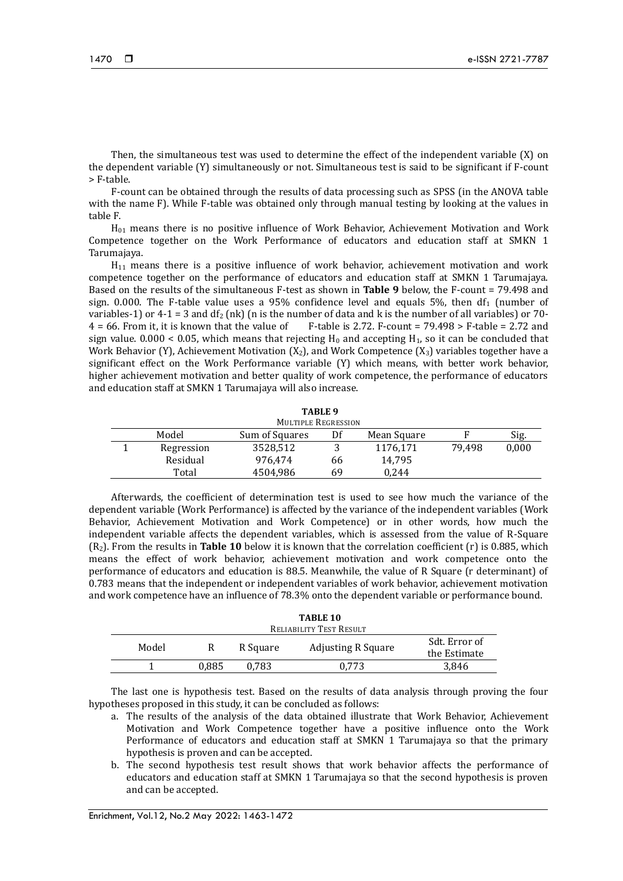Then, the simultaneous test was used to determine the effect of the independent variable (X) on the dependent variable (Y) simultaneously or not. Simultaneous test is said to be significant if F-count > F-table.

F-count can be obtained through the results of data processing such as SPSS (in the ANOVA table with the name F). While F-table was obtained only through manual testing by looking at the values in table F.

$H_{01}$ means there is no positive influence of Work Behavior, Achievement Motivation and Work Competence together on the Work Performance of educators and education staff at SMKN 1 Tarumajaya.

$H_{11}$ means there is a positive influence of work behavior, achievement motivation and work competence together on the performance of educators and education staff at SMKN 1 Tarumajaya. Based on the results of the simultaneous F-test as shown in **Table 9** below, the F-count = 79.498 and sign. 0.000. The F-table value uses a 95% confidence level and equals 5%, then $df_1$ (number of variables-1) or 4-1 = 3 and $df_2$ (nk) (n is the number of data and k is the number of all variables) or 70-4 = 66. From it, it is known that the value of F-table is 2.72. F-count = 79.498 > F-table = 2.72 and sign value. 0.000 < 0.05, which means that rejecting $H_0$ and accepting $H_1$, so it can be concluded that Work Behavior (Y), Achievement Motivation ($X_2$), and Work Competence ($X_3$) variables together have a significant effect on the Work Performance variable (Y) which means, with better work behavior, higher achievement motivation and better quality of work competence, the performance of educators and education staff at SMKN 1 Tarumajaya will also increase.

**TABLE 9**
MULTIPLE REGRESSION

| | Model | Sum of Squares | Df | Mean Square | F | Sig. |
|---|---|---|---|---|---|---|
| 1 | Regression | 3528,512 | 3 | 1176,171 | 79,498 | 0,000 |
| | Residual | 976,474 | 66 | 14,795 | | |
| | Total | 4504,986 | 69 | 0,244 | | |

Afterwards, the coefficient of determination test is used to see how much the variance of the dependent variable (Work Performance) is affected by the variance of the independent variables (Work Behavior, Achievement Motivation and Work Competence) or in other words, how much the independent variable affects the dependent variables, which is assessed from the value of R-Square ($R_2$). From the results in **Table 10** below it is known that the correlation coefficient (r) is 0.885, which means the effect of work behavior, achievement motivation and work competence onto the performance of educators and education is 88.5. Meanwhile, the value of R Square (r determinant) of 0.783 means that the independent or independent variables of work behavior, achievement motivation and work competence have an influence of 78.3% onto the dependent variable or performance bound.

**TABLE 10**
RELIABILITY TEST RESULT

| Model | R | R Square | Adjusting R Square | Sdt. Error of the Estimate |
|---|---|---|---|---|
| 1 | 0,885 | 0,783 | 0,773 | 3,846 |

The last one is hypothesis test. Based on the results of data analysis through proving the four hypotheses proposed in this study, it can be concluded as follows:

a. The results of the analysis of the data obtained illustrate that Work Behavior, Achievement Motivation and Work Competence together have a positive influence onto the Work Performance of educators and education staff at SMKN 1 Tarumajaya so that the primary hypothesis is proven and can be accepted.
b. The second hypothesis test result shows that work behavior affects the performance of educators and education staff at SMKN 1 Tarumajaya so that the second hypothesis is proven and can be accepted.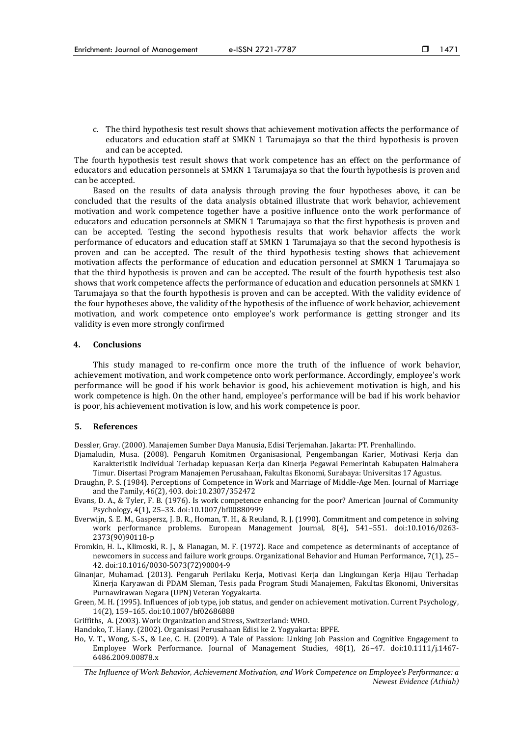c. The third hypothesis test result shows that achievement motivation affects the performance of educators and education staff at SMKN 1 Tarumajaya so that the third hypothesis is proven and can be accepted.

The fourth hypothesis test result shows that work competence has an effect on the performance of educators and education personnels at SMKN 1 Tarumajaya so that the fourth hypothesis is proven and can be accepted.

Based on the results of data analysis through proving the four hypotheses above, it can be concluded that the results of the data analysis obtained illustrate that work behavior, achievement motivation and work competence together have a positive influence onto the work performance of educators and education personnels at SMKN 1 Tarumajaya so that the first hypothesis is proven and can be accepted. Testing the second hypothesis results that work behavior affects the work performance of educators and education staff at SMKN 1 Tarumajaya so that the second hypothesis is proven and can be accepted. The result of the third hypothesis testing shows that achievement motivation affects the performance of education and education personnel at SMKN 1 Tarumajaya so that the third hypothesis is proven and can be accepted. The result of the fourth hypothesis test also shows that work competence affects the performance of education and education personnels at SMKN 1 Tarumajaya so that the fourth hypothesis is proven and can be accepted. With the validity evidence of the four hypotheses above, the validity of the hypothesis of the influence of work behavior, achievement motivation, and work competence onto employee's work performance is getting stronger and its validity is even more strongly confirmed

## 4. Conclusions

This study managed to re-confirm once more the truth of the influence of work behavior, achievement motivation, and work competence onto work performance. Accordingly, employee's work performance will be good if his work behavior is good, his achievement motivation is high, and his work competence is high. On the other hand, employee's performance will be bad if his work behavior is poor, his achievement motivation is low, and his work competence is poor.

## 5. References

Dessler, Gray. (2000). Manajemen Sumber Daya Manusia, Edisi Terjemahan. Jakarta: PT. Prenhallindo.

Djamaludin, Musa. (2008). Pengaruh Komitmen Organisasional, Pengembangan Karier, Motivasi Kerja dan Karakteristik Individual Terhadap kepuasan Kerja dan Kinerja Pegawai Pemerintah Kabupaten Halmahera Timur. Disertasi Program Manajemen Perusahaan, Fakultas Ekonomi, Surabaya: Universitas 17 Agustus.

Draughn, P. S. (1984). Perceptions of Competence in Work and Marriage of Middle-Age Men. Journal of Marriage and the Family, 46(2), 403. doi:10.2307/352472

Evans, D. A., & Tyler, F. B. (1976). Is work competence enhancing for the poor? American Journal of Community Psychology, 4(1), 25–33. doi:10.1007/bf00880999

Everwijn, S. E. M., Gaspersz, J. B. R., Homan, T. H., & Reuland, R. J. (1990). Commitment and competence in solving work performance problems. European Management Journal, 8(4), 541–551. doi:10.1016/0263-2373(90)90118-p

Fromkin, H. L., Klimoski, R. J., & Flanagan, M. F. (1972). Race and competence as determinants of acceptance of newcomers in success and failure work groups. Organizational Behavior and Human Performance, 7(1), 25–42. doi:10.1016/0030-5073(72)90004-9

Ginanjar, Muhamad. (2013). Pengaruh Perilaku Kerja, Motivasi Kerja dan Lingkungan Kerja Hijau Terhadap Kinerja Karyawan di PDAM Sleman, Tesis pada Program Studi Manajemen, Fakultas Ekonomi, Universitas Purnawirawan Negara (UPN) Veteran Yogyakarta.

Green, M. H. (1995). Influences of job type, job status, and gender on achievement motivation. Current Psychology, 14(2), 159–165. doi:10.1007/bf02686888

Griffiths, A. (2003). Work Organization and Stress, Switzerland: WHO.

Handoko, T. Hany. (2002). Organisasi Perusahaan Edisi ke 2. Yogyakarta: BPFE.

Ho, V. T., Wong, S.-S., & Lee, C. H. (2009). A Tale of Passion: Linking Job Passion and Cognitive Engagement to Employee Work Performance. Journal of Management Studies, 48(1), 26–47. doi:10.1111/j.1467-6486.2009.00878.x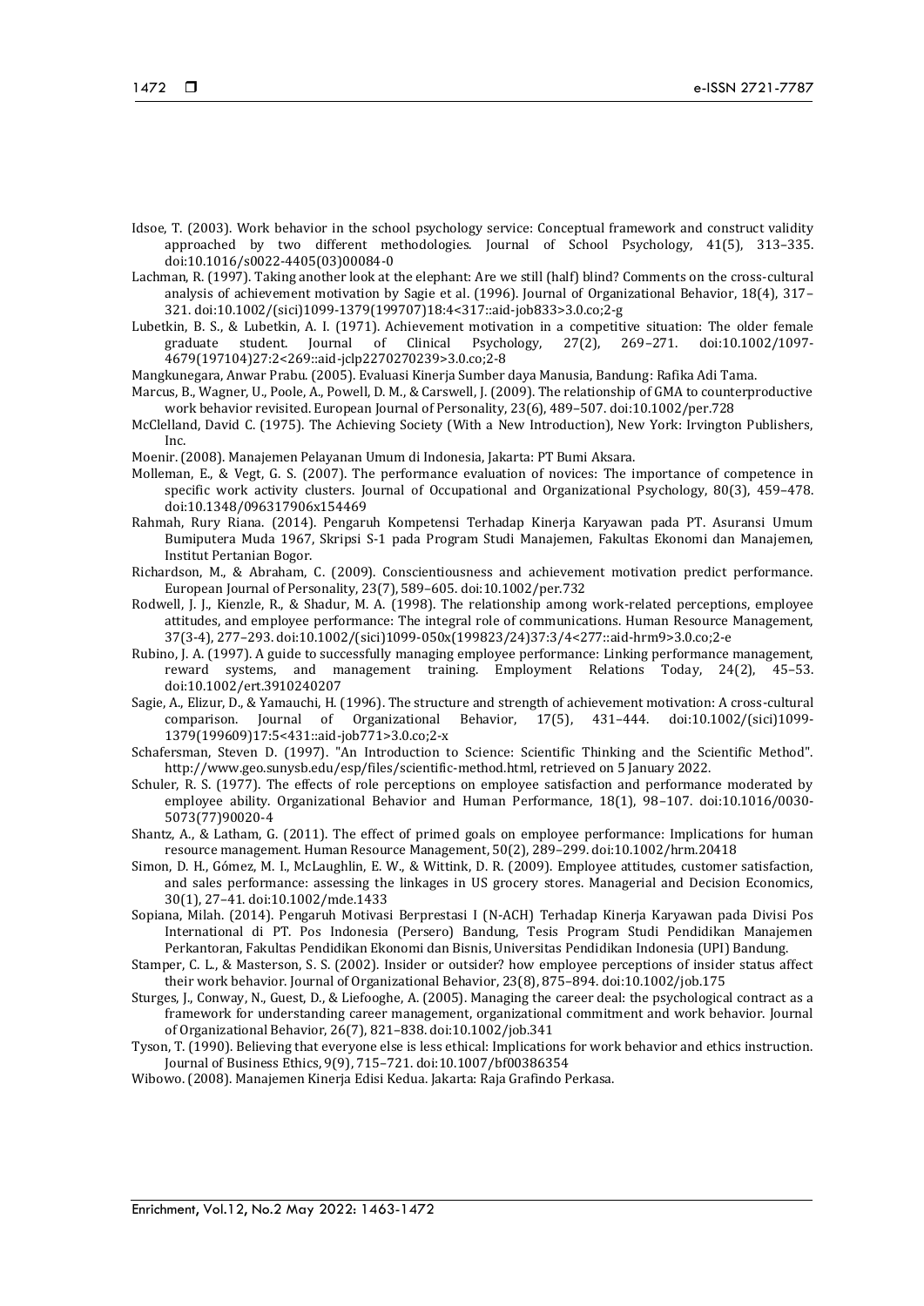Idsoe, T. (2003). Work behavior in the school psychology service: Conceptual framework and construct validity approached by two different methodologies. Journal of School Psychology, 41(5), 313–335. doi:10.1016/s0022-4405(03)00084-0

Lachman, R. (1997). Taking another look at the elephant: Are we still (half) blind? Comments on the cross-cultural analysis of achievement motivation by Sagie et al. (1996). Journal of Organizational Behavior, 18(4), 317–321. doi:10.1002/(sici)1099-1379(199707)18:4<317::aid-job833>3.0.co;2-g

Lubetkin, B. S., & Lubetkin, A. I. (1971). Achievement motivation in a competitive situation: The older female graduate student. Journal of Clinical Psychology, 27(2), 269–271. doi:10.1002/1097-4679(197104)27:2<269::aid-jclp2270270239>3.0.co;2-8

Mangkunegara, Anwar Prabu. (2005). Evaluasi Kinerja Sumber daya Manusia, Bandung: Rafika Adi Tama.

Marcus, B., Wagner, U., Poole, A., Powell, D. M., & Carswell, J. (2009). The relationship of GMA to counterproductive work behavior revisited. European Journal of Personality, 23(6), 489–507. doi:10.1002/per.728

McClelland, David C. (1975). The Achieving Society (With a New Introduction), New York: Irvington Publishers, Inc.

Moenir. (2008). Manajemen Pelayanan Umum di Indonesia, Jakarta: PT Bumi Aksara.

Molleman, E., & Vegt, G. S. (2007). The performance evaluation of novices: The importance of competence in specific work activity clusters. Journal of Occupational and Organizational Psychology, 80(3), 459–478. doi:10.1348/096317906x154469

Rahmah, Rury Riana. (2014). Pengaruh Kompetensi Terhadap Kinerja Karyawan pada PT. Asuransi Umum Bumiputera Muda 1967, Skripsi S-1 pada Program Studi Manajemen, Fakultas Ekonomi dan Manajemen, Institut Pertanian Bogor.

Richardson, M., & Abraham, C. (2009). Conscientiousness and achievement motivation predict performance. European Journal of Personality, 23(7), 589–605. doi:10.1002/per.732

Rodwell, J. J., Kienzle, R., & Shadur, M. A. (1998). The relationship among work-related perceptions, employee attitudes, and employee performance: The integral role of communications. Human Resource Management, 37(3-4), 277–293. doi:10.1002/(sici)1099-050x(199823/24)37:3/4<277::aid-hrm9>3.0.co;2-e

Rubino, J. A. (1997). A guide to successfully managing employee performance: Linking performance management, reward systems, and management training. Employment Relations Today, 24(2), 45–53. doi:10.1002/ert.3910240207

Sagie, A., Elizur, D., & Yamauchi, H. (1996). The structure and strength of achievement motivation: A cross-cultural comparison. Journal of Organizational Behavior, 17(5), 431–444. doi:10.1002/(sici)1099-1379(199609)17:5<431::aid-job771>3.0.co;2-x

Schafersman, Steven D. (1997). "An Introduction to Science: Scientific Thinking and the Scientific Method". http://www.geo.sunysb.edu/esp/files/scientific-method.html, retrieved on 5 January 2022.

Schuler, R. S. (1977). The effects of role perceptions on employee satisfaction and performance moderated by employee ability. Organizational Behavior and Human Performance, 18(1), 98–107. doi:10.1016/0030-5073(77)90020-4

Shantz, A., & Latham, G. (2011). The effect of primed goals on employee performance: Implications for human resource management. Human Resource Management, 50(2), 289–299. doi:10.1002/hrm.20418

Simon, D. H., Gómez, M. I., McLaughlin, E. W., & Wittink, D. R. (2009). Employee attitudes, customer satisfaction, and sales performance: assessing the linkages in US grocery stores. Managerial and Decision Economics, 30(1), 27–41. doi:10.1002/mde.1433

Sopiana, Milah. (2014). Pengaruh Motivasi Berprestasi I (N-ACH) Terhadap Kinerja Karyawan pada Divisi Pos International di PT. Pos Indonesia (Persero) Bandung, Tesis Program Studi Pendidikan Manajemen Perkantoran, Fakultas Pendidikan Ekonomi dan Bisnis, Universitas Pendidikan Indonesia (UPI) Bandung.

Stamper, C. L., & Masterson, S. S. (2002). Insider or outsider? how employee perceptions of insider status affect their work behavior. Journal of Organizational Behavior, 23(8), 875–894. doi:10.1002/job.175

Sturges, J., Conway, N., Guest, D., & Liefooghe, A. (2005). Managing the career deal: the psychological contract as a framework for understanding career management, organizational commitment and work behavior. Journal of Organizational Behavior, 26(7), 821–838. doi:10.1002/job.341

Tyson, T. (1990). Believing that everyone else is less ethical: Implications for work behavior and ethics instruction. Journal of Business Ethics, 9(9), 715–721. doi:10.1007/bf00386354

Wibowo. (2008). Manajemen Kinerja Edisi Kedua. Jakarta: Raja Grafindo Perkasa.